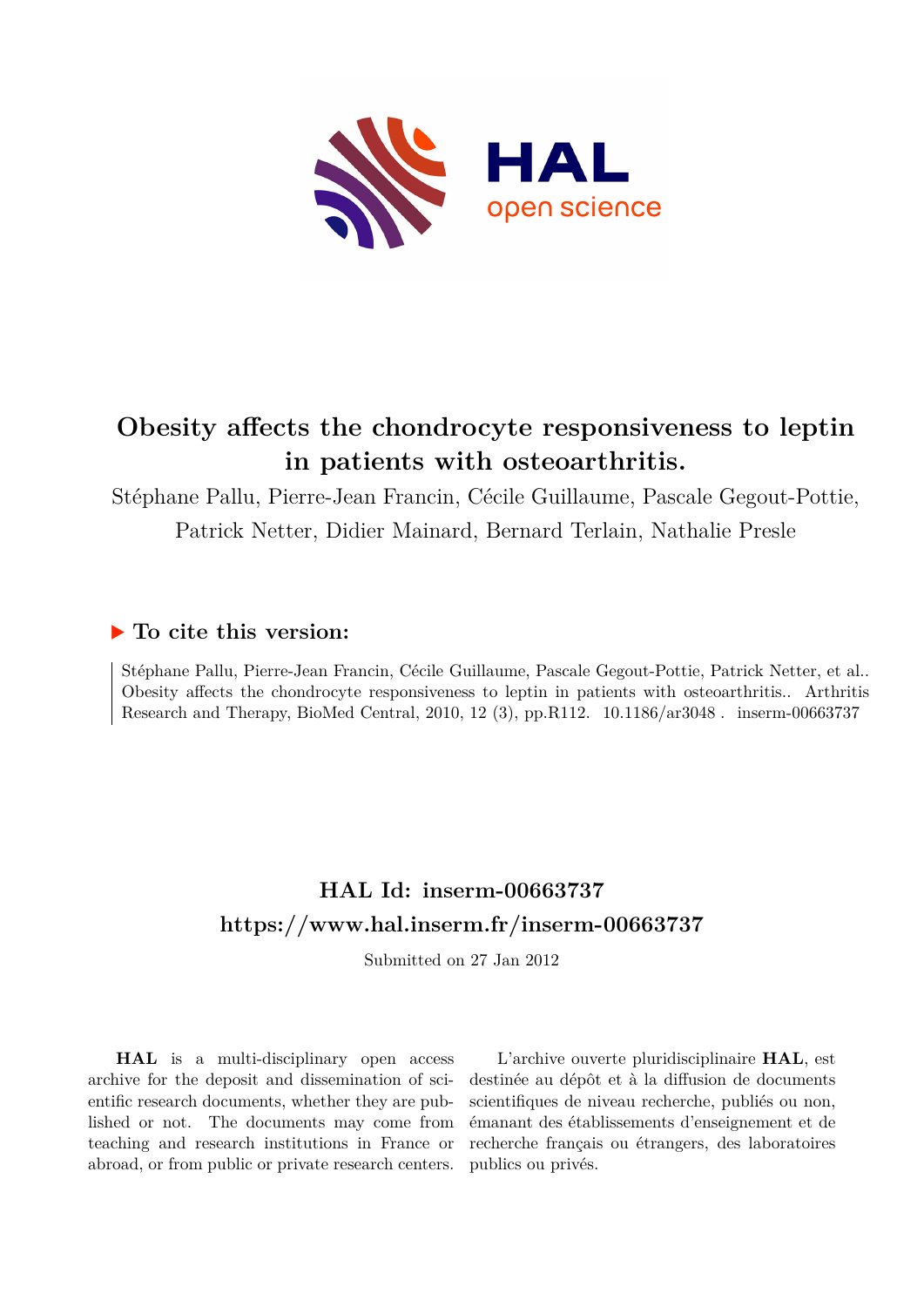# Obesity affects the chondrocyte responsiveness to leptin in patients with osteoarthritis.

Stéphane Pallu, Pierre-Jean Francin, Cécile Guillaume, Pascale Gegout-Pottie, Patrick Netter, Didier Mainard, Bernard Terlain, Nathalie Presle

## ▶ To cite this version:

Stéphane Pallu, Pierre-Jean Francin, Cécile Guillaume, Pascale Gegout-Pottie, Patrick Netter, et al.. Obesity affects the chondrocyte responsiveness to leptin in patients with osteoarthritis.. Arthritis Research and Therapy, BioMed Central, 2010, 12 (3), pp.R112. 10.1186/ar3048 . inserm-00663737

## HAL Id: inserm-00663737
## https://www.hal.inserm.fr/inserm-00663737

Submitted on 27 Jan 2012

**HAL** is a multi-disciplinary open access archive for the deposit and dissemination of scientific research documents, whether they are published or not. The documents may come from teaching and research institutions in France or abroad, or from public or private research centers.

L'archive ouverte pluridisciplinaire **HAL**, est destinée au dépôt et à la diffusion de documents scientifiques de niveau recherche, publiés ou non, émanant des établissements d'enseignement et de recherche français ou étrangers, des laboratoires publics ou privés.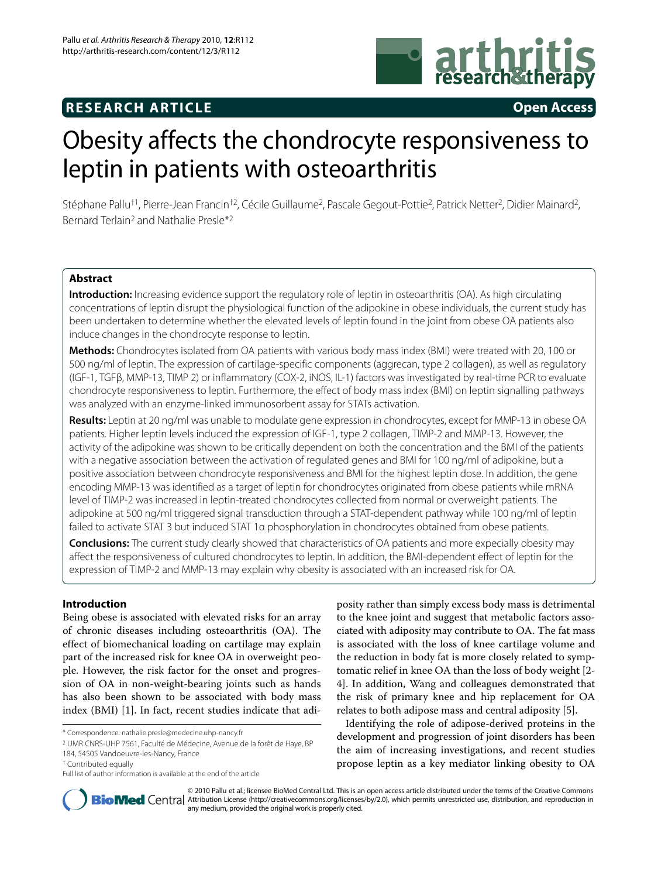# Obesity affects the chondrocyte responsiveness to leptin in patients with osteoarthritis

Stéphane Pallu[†1], Pierre-Jean Francin[†2], Cécile Guillaume[2], Pascale Gegout-Pottie[2], Patrick Netter[2], Didier Mainard[2], Bernard Terlain[2] and Nathalie Presle*[2]

## Abstract

**Introduction:** Increasing evidence support the regulatory role of leptin in osteoarthritis (OA). As high circulating concentrations of leptin disrupt the physiological function of the adipokine in obese individuals, the current study has been undertaken to determine whether the elevated levels of leptin found in the joint from obese OA patients also induce changes in the chondrocyte response to leptin.

**Methods:** Chondrocytes isolated from OA patients with various body mass index (BMI) were treated with 20, 100 or 500 ng/ml of leptin. The expression of cartilage-specific components (aggrecan, type 2 collagen), as well as regulatory (IGF-1, TGFβ, MMP-13, TIMP 2) or inflammatory (COX-2, iNOS, IL-1) factors was investigated by real-time PCR to evaluate chondrocyte responsiveness to leptin. Furthermore, the effect of body mass index (BMI) on leptin signalling pathways was analyzed with an enzyme-linked immunosorbent assay for STATs activation.

**Results:** Leptin at 20 ng/ml was unable to modulate gene expression in chondrocytes, except for MMP-13 in obese OA patients. Higher leptin levels induced the expression of IGF-1, type 2 collagen, TIMP-2 and MMP-13. However, the activity of the adipokine was shown to be critically dependent on both the concentration and the BMI of the patients with a negative association between the activation of regulated genes and BMI for 100 ng/ml of adipokine, but a positive association between chondrocyte responsiveness and BMI for the highest leptin dose. In addition, the gene encoding MMP-13 was identified as a target of leptin for chondrocytes originated from obese patients while mRNA level of TIMP-2 was increased in leptin-treated chondrocytes collected from normal or overweight patients. The adipokine at 500 ng/ml triggered signal transduction through a STAT-dependent pathway while 100 ng/ml of leptin failed to activate STAT 3 but induced STAT 1α phosphorylation in chondrocytes obtained from obese patients.

**Conclusions:** The current study clearly showed that characteristics of OA patients and more expecially obesity may affect the responsiveness of cultured chondrocytes to leptin. In addition, the BMI-dependent effect of leptin for the expression of TIMP-2 and MMP-13 may explain why obesity is associated with an increased risk for OA.

## Introduction

Being obese is associated with elevated risks for an array of chronic diseases including osteoarthritis (OA). The effect of biomechanical loading on cartilage may explain part of the increased risk for knee OA in overweight people. However, the risk factor for the onset and progression of OA in non-weight-bearing joints such as hands has also been shown to be associated with body mass index (BMI) [1]. In fact, recent studies indicate that adiposity rather than simply excess body mass is detrimental to the knee joint and suggest that metabolic factors associated with adiposity may contribute to OA. The fat mass is associated with the loss of knee cartilage volume and the reduction in body fat is more closely related to symptomatic relief in knee OA than the loss of body weight [2-4]. In addition, Wang and colleagues demonstrated that the risk of primary knee and hip replacement for OA relates to both adipose mass and central adiposity [5].

Identifying the role of adipose-derived proteins in the development and progression of joint disorders has been the aim of increasing investigations, and recent studies propose leptin as a key mediator linking obesity to OA

* Correspondence: nathalie.presle@medecine.uhp-nancy.fr

[2] UMR CNRS-UHP 7561, Faculté de Médecine, Avenue de la forêt de Haye, BP 184, 54505 Vandoeuvre-les-Nancy, France

[†] Contributed equally

Full list of author information is available at the end of the article

© 2010 Pallu et al.; licensee BioMed Central Ltd. This is an open access article distributed under the terms of the Creative Commons Attribution License (http://creativecommons.org/licenses/by/2.0), which permits unrestricted use, distribution, and reproduction in any medium, provided the original work is properly cited.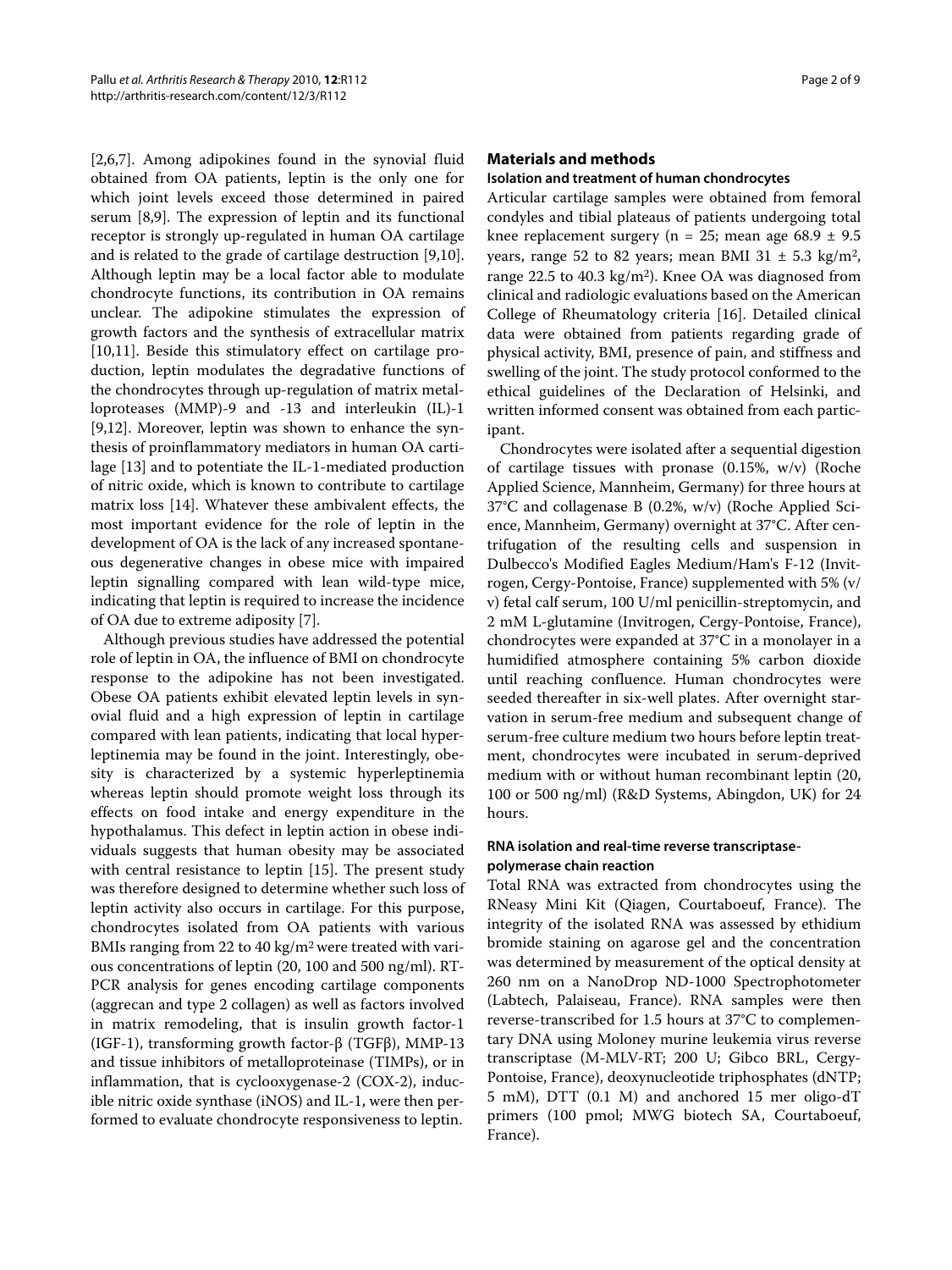[2,6,7]. Among adipokines found in the synovial fluid obtained from OA patients, leptin is the only one for which joint levels exceed those determined in paired serum [8,9]. The expression of leptin and its functional receptor is strongly up-regulated in human OA cartilage and is related to the grade of cartilage destruction [9,10]. Although leptin may be a local factor able to modulate chondrocyte functions, its contribution in OA remains unclear. The adipokine stimulates the expression of growth factors and the synthesis of extracellular matrix [10,11]. Beside this stimulatory effect on cartilage production, leptin modulates the degradative functions of the chondrocytes through up-regulation of matrix metalloproteases (MMP)-9 and -13 and interleukin (IL)-1 [9,12]. Moreover, leptin was shown to enhance the synthesis of proinflammatory mediators in human OA cartilage [13] and to potentiate the IL-1-mediated production of nitric oxide, which is known to contribute to cartilage matrix loss [14]. Whatever these ambivalent effects, the most important evidence for the role of leptin in the development of OA is the lack of any increased spontaneous degenerative changes in obese mice with impaired leptin signalling compared with lean wild-type mice, indicating that leptin is required to increase the incidence of OA due to extreme adiposity [7].

Although previous studies have addressed the potential role of leptin in OA, the influence of BMI on chondrocyte response to the adipokine has not been investigated. Obese OA patients exhibit elevated leptin levels in synovial fluid and a high expression of leptin in cartilage compared with lean patients, indicating that local hyperleptinemia may be found in the joint. Interestingly, obesity is characterized by a systemic hyperleptinemia whereas leptin should promote weight loss through its effects on food intake and energy expenditure in the hypothalamus. This defect in leptin action in obese individuals suggests that human obesity may be associated with central resistance to leptin [15]. The present study was therefore designed to determine whether such loss of leptin activity also occurs in cartilage. For this purpose, chondrocytes isolated from OA patients with various BMIs ranging from 22 to 40 kg/m$^2$ were treated with various concentrations of leptin (20, 100 and 500 ng/ml). RT-PCR analysis for genes encoding cartilage components (aggrecan and type 2 collagen) as well as factors involved in matrix remodeling, that is insulin growth factor-1 (IGF-1), transforming growth factor-β (TGFβ), MMP-13 and tissue inhibitors of metalloproteinase (TIMPs), or in inflammation, that is cyclooxygenase-2 (COX-2), inducible nitric oxide synthase (iNOS) and IL-1, were then performed to evaluate chondrocyte responsiveness to leptin.

## Materials and methods

### Isolation and treatment of human chondrocytes

Articular cartilage samples were obtained from femoral condyles and tibial plateaus of patients undergoing total knee replacement surgery (n = 25; mean age 68.9 ± 9.5 years, range 52 to 82 years; mean BMI 31 ± 5.3 kg/m$^2$, range 22.5 to 40.3 kg/m$^2$). Knee OA was diagnosed from clinical and radiologic evaluations based on the American College of Rheumatology criteria [16]. Detailed clinical data were obtained from patients regarding grade of physical activity, BMI, presence of pain, and stiffness and swelling of the joint. The study protocol conformed to the ethical guidelines of the Declaration of Helsinki, and written informed consent was obtained from each participant.

Chondrocytes were isolated after a sequential digestion of cartilage tissues with pronase (0.15%, w/v) (Roche Applied Science, Mannheim, Germany) for three hours at 37°C and collagenase B (0.2%, w/v) (Roche Applied Science, Mannheim, Germany) overnight at 37°C. After centrifugation of the resulting cells and suspension in Dulbecco's Modified Eagles Medium/Ham's F-12 (Invitrogen, Cergy-Pontoise, France) supplemented with 5% (v/v) fetal calf serum, 100 U/ml penicillin-streptomycin, and 2 mM L-glutamine (Invitrogen, Cergy-Pontoise, France), chondrocytes were expanded at 37°C in a monolayer in a humidified atmosphere containing 5% carbon dioxide until reaching confluence. Human chondrocytes were seeded thereafter in six-well plates. After overnight starvation in serum-free medium and subsequent change of serum-free culture medium two hours before leptin treatment, chondrocytes were incubated in serum-deprived medium with or without human recombinant leptin (20, 100 or 500 ng/ml) (R&D Systems, Abingdon, UK) for 24 hours.

### RNA isolation and real-time reverse transcriptase-polymerase chain reaction

Total RNA was extracted from chondrocytes using the RNeasy Mini Kit (Qiagen, Courtaboeuf, France). The integrity of the isolated RNA was assessed by ethidium bromide staining on agarose gel and the concentration was determined by measurement of the optical density at 260 nm on a NanoDrop ND-1000 Spectrophotometer (Labtech, Palaiseau, France). RNA samples were then reverse-transcribed for 1.5 hours at 37°C to complementary DNA using Moloney murine leukemia virus reverse transcriptase (M-MLV-RT; 200 U; Gibco BRL, Cergy-Pontoise, France), deoxynucleotide triphosphates (dNTP; 5 mM), DTT (0.1 M) and anchored 15 mer oligo-dT primers (100 pmol; MWG biotech SA, Courtaboeuf, France).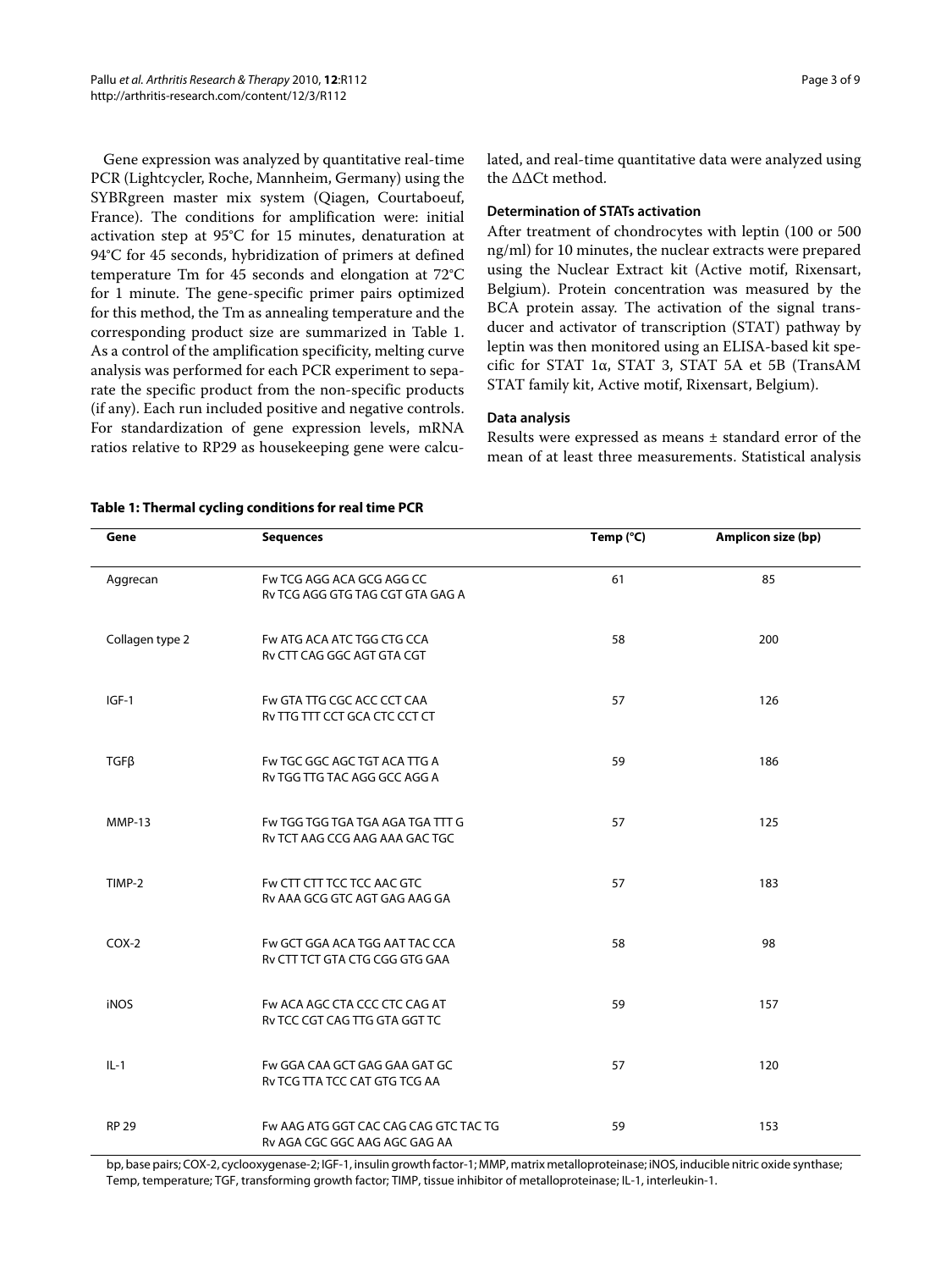Gene expression was analyzed by quantitative real-time PCR (Lightcycler, Roche, Mannheim, Germany) using the SYBRgreen master mix system (Qiagen, Courtaboeuf, France). The conditions for amplification were: initial activation step at 95°C for 15 minutes, denaturation at 94°C for 45 seconds, hybridization of primers at defined temperature Tm for 45 seconds and elongation at 72°C for 1 minute. The gene-specific primer pairs optimized for this method, the Tm as annealing temperature and the corresponding product size are summarized in Table 1. As a control of the amplification specificity, melting curve analysis was performed for each PCR experiment to separate the specific product from the non-specific products (if any). Each run included positive and negative controls. For standardization of gene expression levels, mRNA ratios relative to RP29 as housekeeping gene were calculated, and real-time quantitative data were analyzed using the ΔΔCt method.

### Determination of STATs activation

After treatment of chondrocytes with leptin (100 or 500 ng/ml) for 10 minutes, the nuclear extracts were prepared using the Nuclear Extract kit (Active motif, Rixensart, Belgium). Protein concentration was measured by the BCA protein assay. The activation of the signal transducer and activator of transcription (STAT) pathway by leptin was then monitored using an ELISA-based kit specific for STAT 1α, STAT 3, STAT 5A et 5B (TransAM STAT family kit, Active motif, Rixensart, Belgium).

### Data analysis

Results were expressed as means ± standard error of the mean of at least three measurements. Statistical analysis

**Table 1: Thermal cycling conditions for real time PCR**

| Gene | Sequences | Temp (°C) | Amplicon size (bp) |
|---|---|---|---|
| Aggrecan | Fw TCG AGG ACA GCG AGG CC<br>Rv TCG AGG GTG TAG CGT GTA GAG A | 61 | 85 |
| Collagen type 2 | Fw ATG ACA ATC TGG CTG CCA<br>Rv CTT CAG GGC AGT GTA CGT | 58 | 200 |
| IGF-1 | Fw GTA TTG CGC ACC CCT CAA<br>Rv TTG TTT CCT GCA CTC CCT CT | 57 | 126 |
| TGFβ | Fw TGC GGC AGC TGT ACA TTG A<br>Rv TGG TTG TAC AGG GCC AGG A | 59 | 186 |
| MMP-13 | Fw TGG TGG TGA TGA AGA TGA TTT G<br>Rv TCT AAG CCG AAG AAA GAC TGC | 57 | 125 |
| TIMP-2 | Fw CTT CTT TCC TCC AAC GTC<br>Rv AAA GCG GTC AGT GAG AAG GA | 57 | 183 |
| COX-2 | Fw GCT GGA ACA TGG AAT TAC CCA<br>Rv CTT TCT GTA CTG CGG GTG GAA | 58 | 98 |
| iNOS | Fw ACA AGC CTA CCC CTC CAG AT<br>Rv TCC CGT CAG TTG GTA GGT TC | 59 | 157 |
| IL-1 | Fw GGA CAA GCT GAG GAA GAT GC<br>Rv TCG TTA TCC CAT GTG TCG AA | 57 | 120 |
| RP 29 | Fw AAG ATG GGT CAC CAG CAG GTC TAC TG<br>Rv AGA CGC GGC AAG AGC GAG AA | 59 | 153 |

bp, base pairs; COX-2, cyclooxygenase-2; IGF-1, insulin growth factor-1; MMP, matrix metalloproteinase; iNOS, inducible nitric oxide synthase; Temp, temperature; TGF, transforming growth factor; TIMP, tissue inhibitor of metalloproteinase; IL-1, interleukin-1.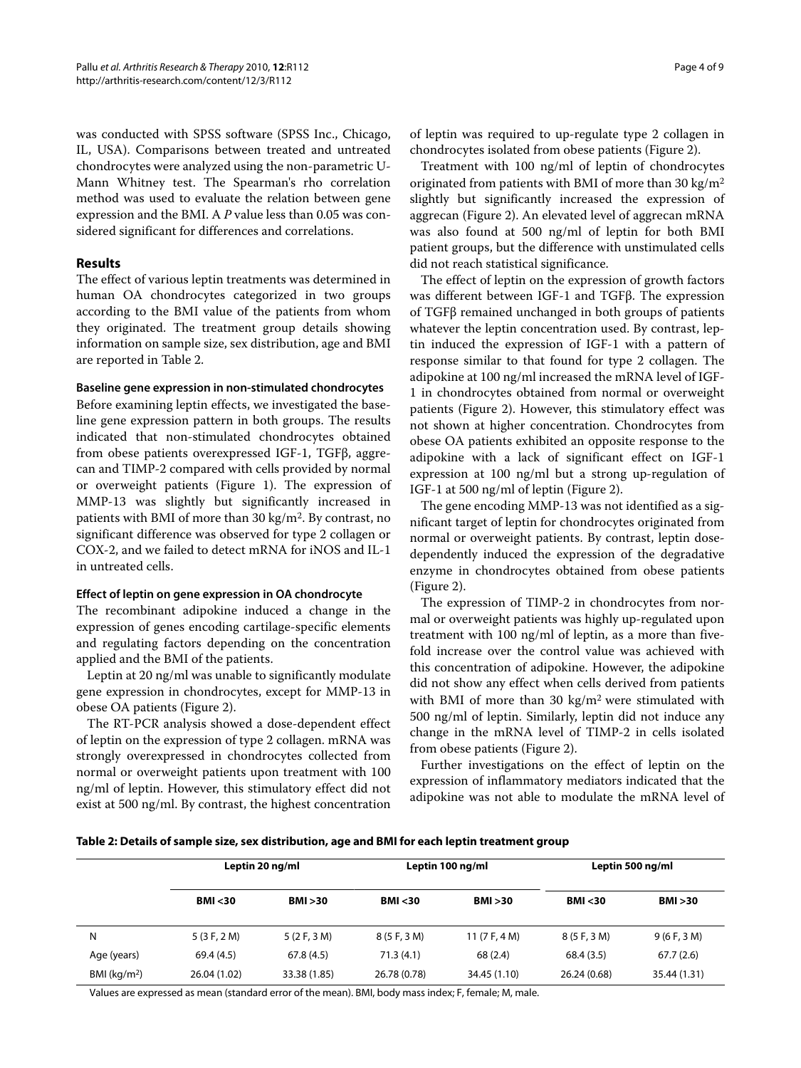was conducted with SPSS software (SPSS Inc., Chicago, IL, USA). Comparisons between treated and untreated chondrocytes were analyzed using the non-parametric U-Mann Whitney test. The Spearman's rho correlation method was used to evaluate the relation between gene expression and the BMI. A *P* value less than 0.05 was considered significant for differences and correlations.

## Results

The effect of various leptin treatments was determined in human OA chondrocytes categorized in two groups according to the BMI value of the patients from whom they originated. The treatment group details showing information on sample size, sex distribution, age and BMI are reported in Table 2.

### Baseline gene expression in non-stimulated chondrocytes

Before examining leptin effects, we investigated the baseline gene expression pattern in both groups. The results indicated that non-stimulated chondrocytes obtained from obese patients overexpressed IGF-1, TGFβ, aggrecan and TIMP-2 compared with cells provided by normal or overweight patients (Figure 1). The expression of MMP-13 was slightly but significantly increased in patients with BMI of more than 30 kg/m$^2$. By contrast, no significant difference was observed for type 2 collagen or COX-2, and we failed to detect mRNA for iNOS and IL-1 in untreated cells.

### Effect of leptin on gene expression in OA chondrocyte

The recombinant adipokine induced a change in the expression of genes encoding cartilage-specific elements and regulating factors depending on the concentration applied and the BMI of the patients.

Leptin at 20 ng/ml was unable to significantly modulate gene expression in chondrocytes, except for MMP-13 in obese OA patients (Figure 2).

The RT-PCR analysis showed a dose-dependent effect of leptin on the expression of type 2 collagen. mRNA was strongly overexpressed in chondrocytes collected from normal or overweight patients upon treatment with 100 ng/ml of leptin. However, this stimulatory effect did not exist at 500 ng/ml. By contrast, the highest concentration of leptin was required to up-regulate type 2 collagen in chondrocytes isolated from obese patients (Figure 2).

Treatment with 100 ng/ml of leptin of chondrocytes originated from patients with BMI of more than 30 kg/m$^2$ slightly but significantly increased the expression of aggrecan (Figure 2). An elevated level of aggrecan mRNA was also found at 500 ng/ml of leptin for both BMI patient groups, but the difference with unstimulated cells did not reach statistical significance.

The effect of leptin on the expression of growth factors was different between IGF-1 and TGFβ. The expression of TGFβ remained unchanged in both groups of patients whatever the leptin concentration used. By contrast, leptin induced the expression of IGF-1 with a pattern of response similar to that found for type 2 collagen. The adipokine at 100 ng/ml increased the mRNA level of IGF-1 in chondrocytes obtained from normal or overweight patients (Figure 2). However, this stimulatory effect was not shown at higher concentration. Chondrocytes from obese OA patients exhibited an opposite response to the adipokine with a lack of significant effect on IGF-1 expression at 100 ng/ml but a strong up-regulation of IGF-1 at 500 ng/ml of leptin (Figure 2).

The gene encoding MMP-13 was not identified as a significant target of leptin for chondrocytes originated from normal or overweight patients. By contrast, leptin dose-dependently induced the expression of the degradative enzyme in chondrocytes obtained from obese patients (Figure 2).

The expression of TIMP-2 in chondrocytes from normal or overweight patients was highly up-regulated upon treatment with 100 ng/ml of leptin, as a more than five-fold increase over the control value was achieved with this concentration of adipokine. However, the adipokine did not show any effect when cells derived from patients with BMI of more than 30 kg/m$^2$ were stimulated with 500 ng/ml of leptin. Similarly, leptin did not induce any change in the mRNA level of TIMP-2 in cells isolated from obese patients (Figure 2).

Further investigations on the effect of leptin on the expression of inflammatory mediators indicated that the adipokine was not able to modulate the mRNA level of

**Table 2: Details of sample size, sex distribution, age and BMI for each leptin treatment group**

| | Leptin 20 ng/ml | | Leptin 100 ng/ml | | Leptin 500 ng/ml | |
|---|---|---|---|---|---|---|
| | **BMI <30** | **BMI >30** | **BMI <30** | **BMI >30** | **BMI <30** | **BMI >30** |
| N | 5 (3 F, 2 M) | 5 (2 F, 3 M) | 8 (5 F, 3 M) | 11 (7 F, 4 M) | 8 (5 F, 3 M) | 9 (6 F, 3 M) |
| Age (years) | 69.4 (4.5) | 67.8 (4.5) | 71.3 (4.1) | 68 (2.4) | 68.4 (3.5) | 67.7 (2.6) |
| BMI (kg/m$^2$) | 26.04 (1.02) | 33.38 (1.85) | 26.78 (0.78) | 34.45 (1.10) | 26.24 (0.68) | 35.44 (1.31) |

Values are expressed as mean (standard error of the mean). BMI, body mass index; F, female; M, male.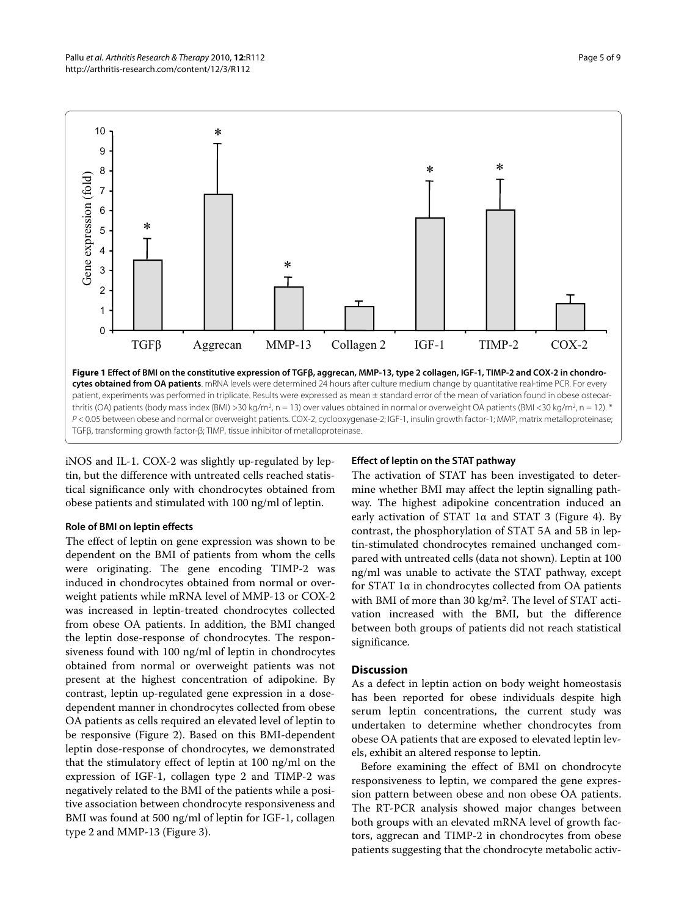**Figure 1 Effect of BMI on the constitutive expression of TGFβ, aggrecan, MMP-13, type 2 collagen, IGF-1, TIMP-2 and COX-2 in chondrocytes obtained from OA patients**. mRNA levels were determined 24 hours after culture medium change by quantitative real-time PCR. For every patient, experiments was performed in triplicate. Results were expressed as mean ± standard error of the mean of variation found in obese osteoarthritis (OA) patients (body mass index (BMI) >30 kg/m$^2$, n = 13) over values obtained in normal or overweight OA patients (BMI <30 kg/m$^2$, n = 12). * $P < 0.05$ between obese and normal or overweight patients. COX-2, cyclooxygenase-2; IGF-1, insulin growth factor-1; MMP, matrix metalloproteinase; TGFβ, transforming growth factor-β; TIMP, tissue inhibitor of metalloproteinase.

iNOS and IL-1. COX-2 was slightly up-regulated by leptin, but the difference with untreated cells reached statistical significance only with chondrocytes obtained from obese patients and stimulated with 100 ng/ml of leptin.

### Role of BMI on leptin effects

The effect of leptin on gene expression was shown to be dependent on the BMI of patients from whom the cells were originating. The gene encoding TIMP-2 was induced in chondrocytes obtained from normal or overweight patients while mRNA level of MMP-13 or COX-2 was increased in leptin-treated chondrocytes collected from obese OA patients. In addition, the BMI changed the leptin dose-response of chondrocytes. The responsiveness found with 100 ng/ml of leptin in chondrocytes obtained from normal or overweight patients was not present at the highest concentration of adipokine. By contrast, leptin up-regulated gene expression in a dose-dependent manner in chondrocytes collected from obese OA patients as cells required an elevated level of leptin to be responsive (Figure 2). Based on this BMI-dependent leptin dose-response of chondrocytes, we demonstrated that the stimulatory effect of leptin at 100 ng/ml on the expression of IGF-1, collagen type 2 and TIMP-2 was negatively related to the BMI of the patients while a positive association between chondrocyte responsiveness and BMI was found at 500 ng/ml of leptin for IGF-1, collagen type 2 and MMP-13 (Figure 3).

### Effect of leptin on the STAT pathway

The activation of STAT has been investigated to determine whether BMI may affect the leptin signalling pathway. The highest adipokine concentration induced an early activation of STAT 1α and STAT 3 (Figure 4). By contrast, the phosphorylation of STAT 5A and 5B in leptin-stimulated chondrocytes remained unchanged compared with untreated cells (data not shown). Leptin at 100 ng/ml was unable to activate the STAT pathway, except for STAT 1α in chondrocytes collected from OA patients with BMI of more than 30 kg/m$^2$. The level of STAT activation increased with the BMI, but the difference between both groups of patients did not reach statistical significance.

## Discussion

As a defect in leptin action on body weight homeostasis has been reported for obese individuals despite high serum leptin concentrations, the current study was undertaken to determine whether chondrocytes from obese OA patients that are exposed to elevated leptin levels, exhibit an altered response to leptin.

Before examining the effect of BMI on chondrocyte responsiveness to leptin, we compared the gene expression pattern between obese and non obese OA patients. The RT-PCR analysis showed major changes between both groups with an elevated mRNA level of growth factors, aggrecan and TIMP-2 in chondrocytes from obese patients suggesting that the chondrocyte metabolic activ-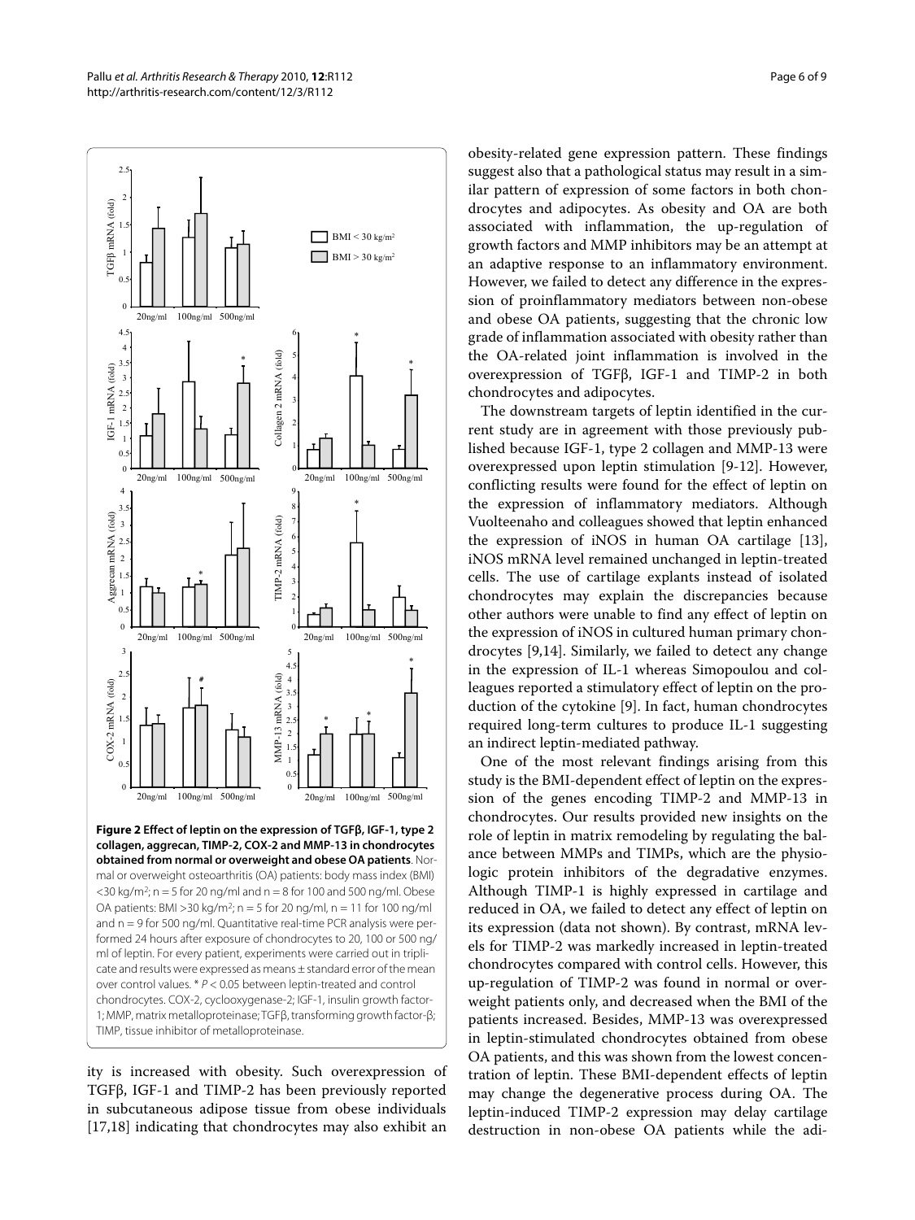**Figure 2 Effect of leptin on the expression of TGFβ, IGF-1, type 2 collagen, aggrecan, TIMP-2, COX-2 and MMP-13 in chondrocytes obtained from normal or overweight and obese OA patients**. Normal or overweight osteoarthritis (OA) patients: body mass index (BMI) <30 kg/m$^2$; n = 5 for 20 ng/ml and n = 8 for 100 and 500 ng/ml. Obese OA patients: BMI >30 kg/m$^2$; n = 5 for 20 ng/ml, n = 11 for 100 ng/ml and n = 9 for 500 ng/ml. Quantitative real-time PCR analysis were performed 24 hours after exposure of chondrocytes to 20, 100 or 500 ng/ml of leptin. For every patient, experiments were carried out in triplicate and results were expressed as means ± standard error of the mean over control values. * $P < 0.05$ between leptin-treated and control chondrocytes. COX-2, cyclooxygenase-2; IGF-1, insulin growth factor-1; MMP, matrix metalloproteinase; TGFβ, transforming growth factor-β; TIMP, tissue inhibitor of metalloproteinase.

ity is increased with obesity. Such overexpression of TGFβ, IGF-1 and TIMP-2 has been previously reported in subcutaneous adipose tissue from obese individuals [17,18] indicating that chondrocytes may also exhibit an obesity-related gene expression pattern. These findings suggest also that a pathological status may result in a similar pattern of expression of some factors in both chondrocytes and adipocytes. As obesity and OA are both associated with inflammation, the up-regulation of growth factors and MMP inhibitors may be an attempt at an adaptive response to an inflammatory environment. However, we failed to detect any difference in the expression of proinflammatory mediators between non-obese and obese OA patients, suggesting that the chronic low grade of inflammation associated with obesity rather than the OA-related joint inflammation is involved in the overexpression of TGFβ, IGF-1 and TIMP-2 in both chondrocytes and adipocytes.

The downstream targets of leptin identified in the current study are in agreement with those previously published because IGF-1, type 2 collagen and MMP-13 were overexpressed upon leptin stimulation [9-12]. However, conflicting results were found for the effect of leptin on the expression of inflammatory mediators. Although Vuolteenaho and colleagues showed that leptin enhanced the expression of iNOS in human OA cartilage [13], iNOS mRNA level remained unchanged in leptin-treated cells. The use of cartilage explants instead of isolated chondrocytes may explain the discrepancies because other authors were unable to find any effect of leptin on the expression of iNOS in cultured human primary chondrocytes [9,14]. Similarly, we failed to detect any change in the expression of IL-1 whereas Simopoulou and colleagues reported a stimulatory effect of leptin on the production of the cytokine [9]. In fact, human chondrocytes required long-term cultures to produce IL-1 suggesting an indirect leptin-mediated pathway.

One of the most relevant findings arising from this study is the BMI-dependent effect of leptin on the expression of the genes encoding TIMP-2 and MMP-13 in chondrocytes. Our results provided new insights on the role of leptin in matrix remodeling by regulating the balance between MMPs and TIMPs, which are the physiologic protein inhibitors of the degradative enzymes. Although TIMP-1 is highly expressed in cartilage and reduced in OA, we failed to detect any effect of leptin on its expression (data not shown). By contrast, mRNA levels for TIMP-2 was markedly increased in leptin-treated chondrocytes compared with control cells. However, this up-regulation of TIMP-2 was found in normal or overweight patients only, and decreased when the BMI of the patients increased. Besides, MMP-13 was overexpressed in leptin-stimulated chondrocytes obtained from obese OA patients, and this was shown from the lowest concentration of leptin. These BMI-dependent effects of leptin may change the degenerative process during OA. The leptin-induced TIMP-2 expression may delay cartilage destruction in non-obese OA patients while the adi-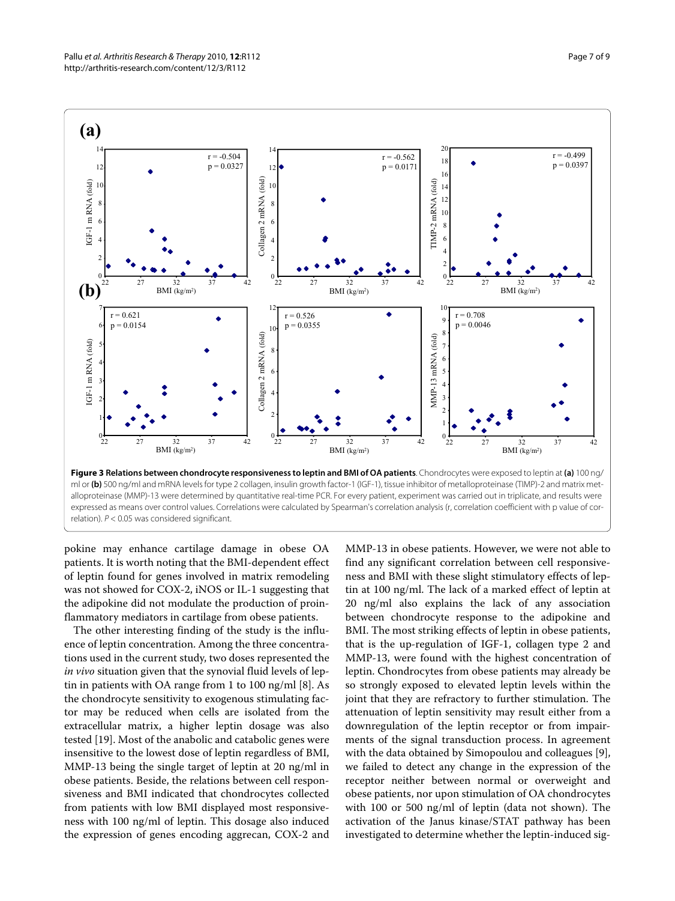**Figure 3 Relations between chondrocyte responsiveness to leptin and BMI of OA patients**. Chondrocytes were exposed to leptin at **(a)** 100 ng/ml or **(b)** 500 ng/ml and mRNA levels for type 2 collagen, insulin growth factor-1 (IGF-1), tissue inhibitor of metalloproteinase (TIMP)-2 and matrix metalloproteinase (MMP)-13 were determined by quantitative real-time PCR. For every patient, experiment was carried out in triplicate, and results were expressed as means over control values. Correlations were calculated by Spearman's correlation analysis (r, correlation coefficient with p value of correlation). $P < 0.05$ was considered significant.

pokine may enhance cartilage damage in obese OA patients. It is worth noting that the BMI-dependent effect of leptin found for genes involved in matrix remodeling was not showed for COX-2, iNOS or IL-1 suggesting that the adipokine did not modulate the production of proinflammatory mediators in cartilage from obese patients.

The other interesting finding of the study is the influence of leptin concentration. Among the three concentrations used in the current study, two doses represented the *in vivo* situation given that the synovial fluid levels of leptin in patients with OA range from 1 to 100 ng/ml [8]. As the chondrocyte sensitivity to exogenous stimulating factor may be reduced when cells are isolated from the extracellular matrix, a higher leptin dosage was also tested [19]. Most of the anabolic and catabolic genes were insensitive to the lowest dose of leptin regardless of BMI, MMP-13 being the single target of leptin at 20 ng/ml in obese patients. Beside, the relations between cell responsiveness and BMI indicated that chondrocytes collected from patients with low BMI displayed most responsiveness with 100 ng/ml of leptin. This dosage also induced the expression of genes encoding aggrecan, COX-2 and MMP-13 in obese patients. However, we were not able to find any significant correlation between cell responsiveness and BMI with these slight stimulatory effects of leptin at 100 ng/ml. The lack of a marked effect of leptin at 20 ng/ml also explains the lack of any association between chondrocyte response to the adipokine and BMI. The most striking effects of leptin in obese patients, that is the up-regulation of IGF-1, collagen type 2 and MMP-13, were found with the highest concentration of leptin. Chondrocytes from obese patients may already be so strongly exposed to elevated leptin levels within the joint that they are refractory to further stimulation. The attenuation of leptin sensitivity may result either from a downregulation of the leptin receptor or from impairments of the signal transduction process. In agreement with the data obtained by Simopoulou and colleagues [9], we failed to detect any change in the expression of the receptor neither between normal or overweight and obese patients, nor upon stimulation of OA chondrocytes with 100 or 500 ng/ml of leptin (data not shown). The activation of the Janus kinase/STAT pathway has been investigated to determine whether the leptin-induced sig-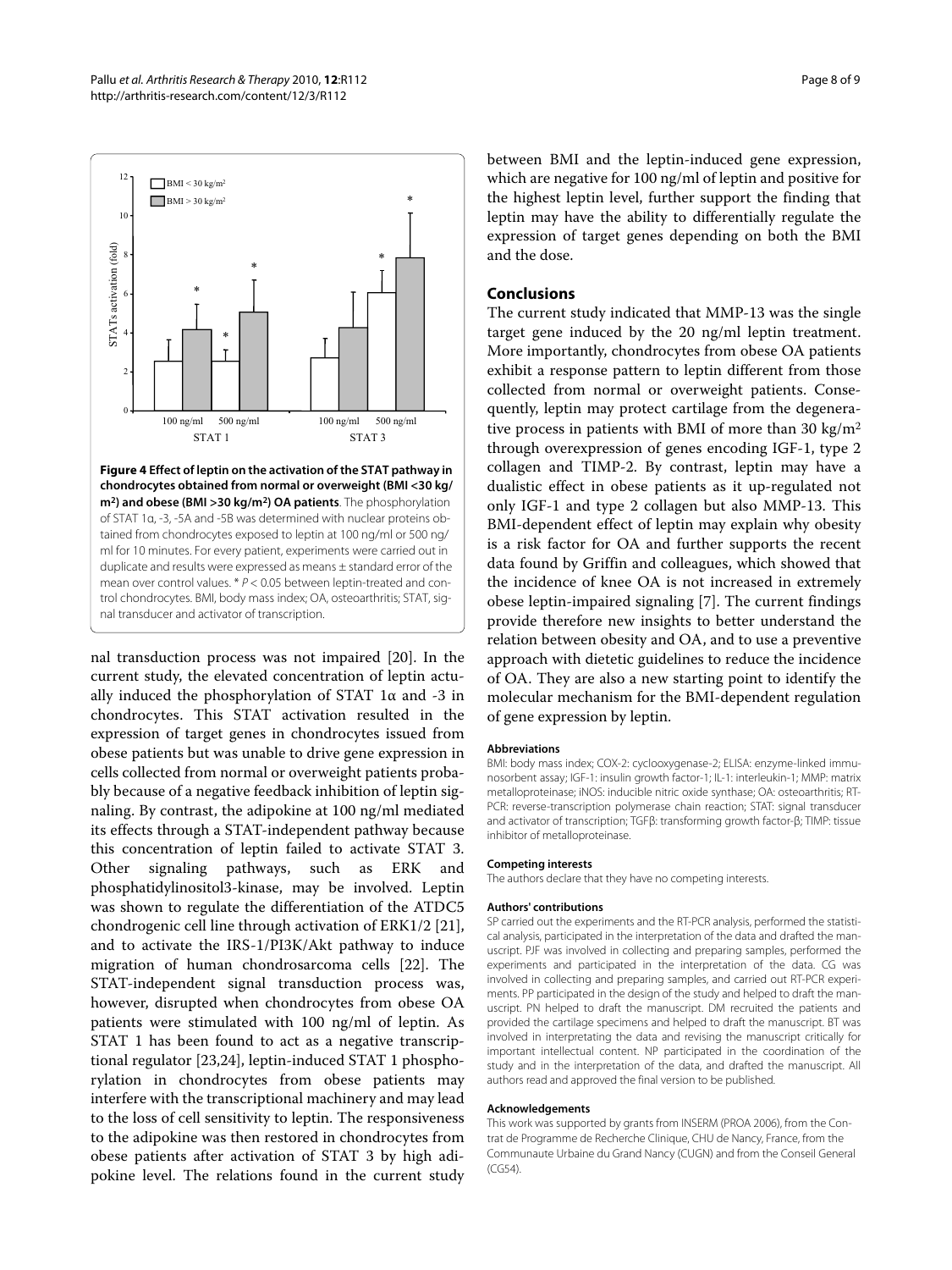12

BMI < 30 kg/m2

BMI > 30 kg/m2

10

8

6

4

2

0

STATs activation (fold)

*

*

*

*

*

*

100 ng/ml 500 ng/ml

STAT 1

100 ng/ml 500 ng/ml

STAT 3

**Figure 4 Effect of leptin on the activation of the STAT pathway in chondrocytes obtained from normal or overweight (BMI <30 kg/m²) and obese (BMI >30 kg/m²) OA patients**. The phosphorylation of STAT 1α, -3, -5A and -5B was determined with nuclear proteins obtained from chondrocytes exposed to leptin at 100 ng/ml or 500 ng/ml for 10 minutes. For every patient, experiments were carried out in duplicate and results were expressed as means ± standard error of the mean over control values. * $P < 0.05$ between leptin-treated and control chondrocytes. BMI, body mass index; OA, osteoarthritis; STAT, signal transducer and activator of transcription.

nal transduction process was not impaired [20]. In the current study, the elevated concentration of leptin actually induced the phosphorylation of STAT 1α and -3 in chondrocytes. This STAT activation resulted in the expression of target genes in chondrocytes issued from obese patients but was unable to drive gene expression in cells collected from normal or overweight patients probably because of a negative feedback inhibition of leptin signaling. By contrast, the adipokine at 100 ng/ml mediated its effects through a STAT-independent pathway because this concentration of leptin failed to activate STAT 3. Other signaling pathways, such as ERK and phosphatidylinositol3-kinase, may be involved. Leptin was shown to regulate the differentiation of the ATDC5 chondrogenic cell line through activation of ERK1/2 [21], and to activate the IRS-1/PI3K/Akt pathway to induce migration of human chondrosarcoma cells [22]. The STAT-independent signal transduction process was, however, disrupted when chondrocytes from obese OA patients were stimulated with 100 ng/ml of leptin. As STAT 1 has been found to act as a negative transcriptional regulator [23,24], leptin-induced STAT 1 phosphorylation in chondrocytes from obese patients may interfere with the transcriptional machinery and may lead to the loss of cell sensitivity to leptin. The responsiveness to the adipokine was then restored in chondrocytes from obese patients after activation of STAT 3 by high adipokine level. The relations found in the current study between BMI and the leptin-induced gene expression, which are negative for 100 ng/ml of leptin and positive for the highest leptin level, further support the finding that leptin may have the ability to differentially regulate the expression of target genes depending on both the BMI and the dose.

## Conclusions

The current study indicated that MMP-13 was the single target gene induced by the 20 ng/ml leptin treatment. More importantly, chondrocytes from obese OA patients exhibit a response pattern to leptin different from those collected from normal or overweight patients. Consequently, leptin may protect cartilage from the degenerative process in patients with BMI of more than 30 kg/m² through overexpression of genes encoding IGF-1, type 2 collagen and TIMP-2. By contrast, leptin may have a dualistic effect in obese patients as it up-regulated not only IGF-1 and type 2 collagen but also MMP-13. This BMI-dependent effect of leptin may explain why obesity is a risk factor for OA and further supports the recent data found by Griffin and colleagues, which showed that the incidence of knee OA is not increased in extremely obese leptin-impaired signaling [7]. The current findings provide therefore new insights to better understand the relation between obesity and OA, and to use a preventive approach with dietetic guidelines to reduce the incidence of OA. They are also a new starting point to identify the molecular mechanism for the BMI-dependent regulation of gene expression by leptin.

#### Abbreviations

BMI: body mass index; COX-2: cyclooxygenase-2; ELISA: enzyme-linked immunosorbent assay; IGF-1: insulin growth factor-1; IL-1: interleukin-1; MMP: matrix metalloproteinase; iNOS: inducible nitric oxide synthase; OA: osteoarthritis; RT-PCR: reverse-transcription polymerase chain reaction; STAT: signal transducer and activator of transcription; TGFβ: transforming growth factor-β; TIMP: tissue inhibitor of metalloproteinase.

#### Competing interests

The authors declare that they have no competing interests.

#### Authors' contributions

SP carried out the experiments and the RT-PCR analysis, performed the statistical analysis, participated in the interpretation of the data and drafted the manuscript. PJF was involved in collecting and preparing samples, performed the experiments and participated in the interpretation of the data. CG was involved in collecting and preparing samples, and carried out RT-PCR experiments. PP participated in the design of the study and helped to draft the manuscript. PN helped to draft the manuscript. DM recruited the patients and provided the cartilage specimens and helped to draft the manuscript. BT was involved in interpretating the data and revising the manuscript critically for important intellectual content. NP participated in the coordination of the study and in the interpretation of the data, and drafted the manuscript. All authors read and approved the final version to be published.

#### Acknowledgements

This work was supported by grants from INSERM (PROA 2006), from the Contrat de Programme de Recherche Clinique, CHU de Nancy, France, from the Communaute Urbaine du Grand Nancy (CUGN) and from the Conseil General (CG54).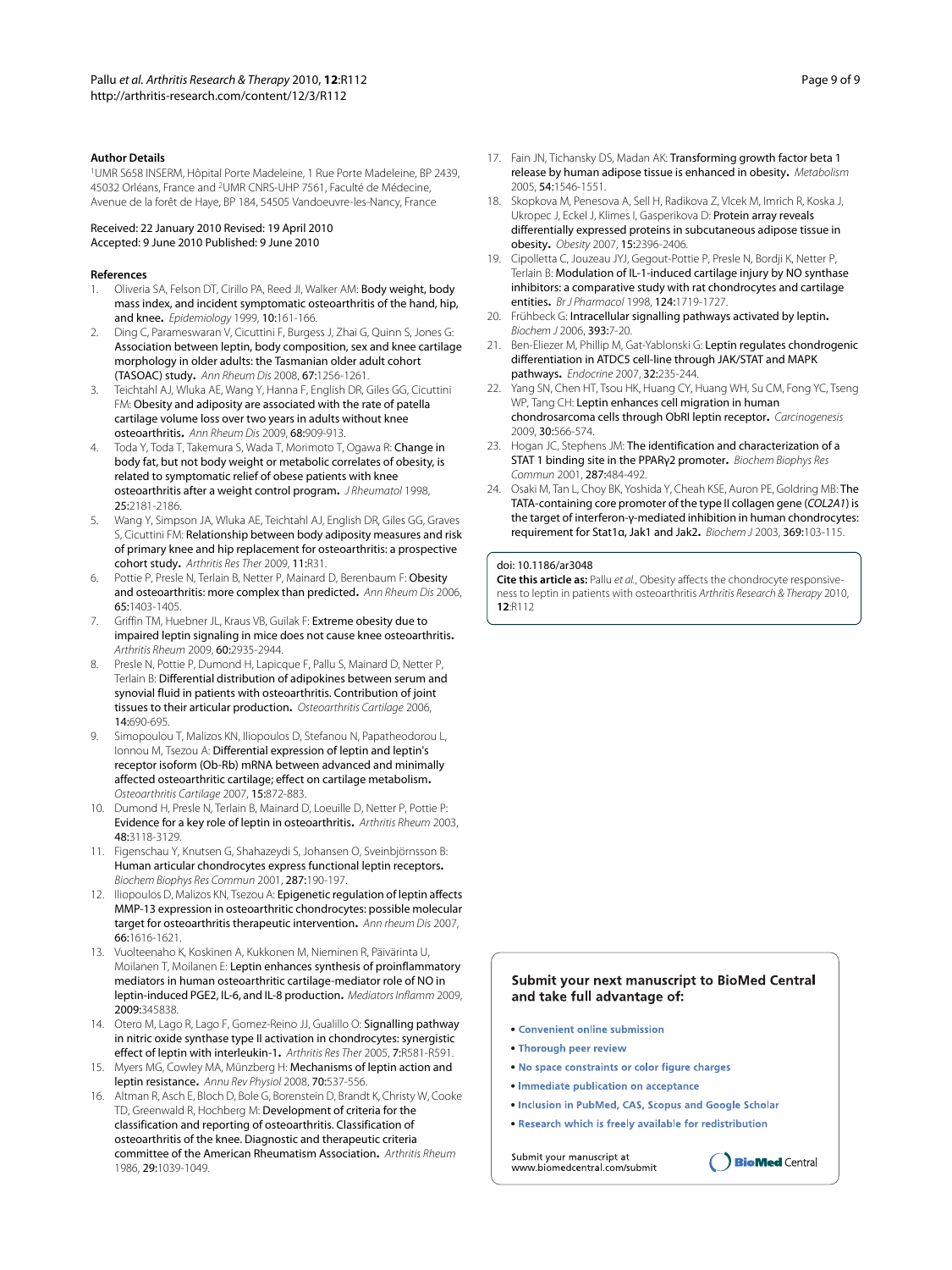### Author Details

[1]UMR S658 INSERM, Hôpital Porte Madeleine, 1 Rue Porte Madeleine, BP 2439, 45032 Orléans, France and [2]UMR CNRS-UHP 7561, Faculté de Médecine, Avenue de la forêt de Haye, BP 184, 54505 Vandoeuvre-les-Nancy, France

Received: 22 January 2010 Revised: 19 April 2010
Accepted: 9 June 2010 Published: 9 June 2010

### References

1. Oliveria SA, Felson DT, Cirillo PA, Reed JI, Walker AM: **Body weight, body mass index, and incident symptomatic osteoarthritis of the hand, hip, and knee.** *Epidemiology* 1999, **10**:161-166.
2. Ding C, Parameswaran V, Cicuttini F, Burgess J, Zhai G, Quinn S, Jones G: **Association between leptin, body composition, sex and knee cartilage morphology in older adults: the Tasmanian older adult cohort (TASOAC) study.** *Ann Rheum Dis* 2008, **67**:1256-1261.
3. Teichtahl AJ, Wluka AE, Wang Y, Hanna F, English DR, Giles GG, Cicuttini FM: **Obesity and adiposity are associated with the rate of patella cartilage volume loss over two years in adults without knee osteoarthritis.** *Ann Rheum Dis* 2009, **68**:909-913.
4. Toda Y, Toda T, Takemura S, Wada T, Morimoto T, Ogawa R: **Change in body fat, but not body weight or metabolic correlates of obesity, is related to symptomatic relief of obese patients with knee osteoarthritis after a weight control program.** *J Rheumatol* 1998, **25**:2181-2186.
5. Wang Y, Simpson JA, Wluka AE, Teichtahl AJ, English DR, Giles GG, Graves S, Cicuttini FM: **Relationship between body adiposity measures and risk of primary knee and hip replacement for osteoarthritis: a prospective cohort study.** *Arthritis Res Ther* 2009, **11**:R31.
6. Pottie P, Presle N, Terlain B, Netter P, Mainard D, Berenbaum F: **Obesity and osteoarthritis: more complex than predicted.** *Ann Rheum Dis* 2006, **65**:1403-1405.
7. Griffin TM, Huebner JL, Kraus VB, Guilak F: **Extreme obesity due to impaired leptin signaling in mice does not cause knee osteoarthritis.** *Arthritis Rheum* 2009, **60**:2935-2944.
8. Presle N, Pottie P, Dumond H, Lapicque F, Pallu S, Mainard D, Netter P, Terlain B: **Differential distribution of adipokines between serum and synovial fluid in patients with osteoarthritis. Contribution of joint tissues to their articular production.** *Osteoarthritis Cartilage* 2006, **14**:690-695.
9. Simopoulou T, Malizos KN, Iliopoulos D, Stefanou N, Papatheodorou L, Ionnou M, Tsezou A: **Differential expression of leptin and leptin's receptor isoform (Ob-Rb) mRNA between advanced and minimally affected osteoarthritic cartilage; effect on cartilage metabolism.** *Osteoarthritis Cartilage* 2007, **15**:872-883.
10. Dumond H, Presle N, Terlain B, Mainard D, Loeuille D, Netter P, Pottie P: **Evidence for a key role of leptin in osteoarthritis.** *Arthritis Rheum* 2003, **48**:3118-3129.
11. Figenschau Y, Knutsen G, Shahazeydi S, Johansen O, Sveinbjörnsson B: **Human articular chondrocytes express functional leptin receptors.** *Biochem Biophys Res Commun* 2001, **287**:190-197.
12. Iliopoulos D, Malizos KN, Tsezou A: **Epigenetic regulation of leptin affects MMP-13 expression in osteoarthritic chondrocytes: possible molecular target for osteoarthritis therapeutic intervention.** *Ann rheum Dis* 2007, **66**:1616-1621.
13. Vuolteenaho K, Koskinen A, Kukkonen M, Nieminen R, Päivärinta U, Moilanen T, Moilanen E: **Leptin enhances synthesis of proinflammatory mediators in human osteoarthritic cartilage-mediator role of NO in leptin-induced PGE2, IL-6, and IL-8 production.** *Mediators Inflamm* 2009, **2009**:345838.
14. Otero M, Lago R, Lago F, Gomez-Reino JJ, Gualillo O: **Signalling pathway in nitric oxide synthase type II activation in chondrocytes: synergistic effect of leptin with interleukin-1.** *Arthritis Res Ther* 2005, **7**:R581-R591.
15. Myers MG, Cowley MA, Münzberg H: **Mechanisms of leptin action and leptin resistance.** *Annu Rev Physiol* 2008, **70**:537-556.
16. Altman R, Asch E, Bloch D, Bole G, Borenstein D, Brandt K, Christy W, Cooke TD, Greenwald R, Hochberg M: **Development of criteria for the classification and reporting of osteoarthritis. Classification of osteoarthritis of the knee. Diagnostic and therapeutic criteria committee of the American Rheumatism Association.** *Arthritis Rheum* 1986, **29**:1039-1049.
17. Fain JN, Tichansky DS, Madan AK: **Transforming growth factor beta 1 release by human adipose tissue is enhanced in obesity.** *Metabolism* 2005, **54**:1546-1551.
18. Skopkova M, Penesova A, Sell H, Radikova Z, Vlcek M, Imrich R, Koska J, Ukropec J, Eckel J, Klimes I, Gasperikova D: **Protein array reveals differentially expressed proteins in subcutaneous adipose tissue in obesity.** *Obesity* 2007, **15**:2396-2406.
19. Cipolletta C, Jouzeau JYJ, Gegout-Pottie P, Presle N, Bordji K, Netter P, Terlain B: **Modulation of IL-1-induced cartilage injury by NO synthase inhibitors: a comparative study with rat chondrocytes and cartilage entities.** *Br J Pharmacol* 1998, **124**:1719-1727.
20. Frühbeck G: **Intracellular signalling pathways activated by leptin.** *Biochem J* 2006, **393**:7-20.
21. Ben-Eliezer M, Phillip M, Gat-Yablonski G: **Leptin regulates chondrogenic differentiation in ATDC5 cell-line through JAK/STAT and MAPK pathways.** *Endocrine* 2007, **32**:235-244.
22. Yang SN, Chen HT, Tsou HK, Huang CY, Huang WH, Su CM, Fong YC, Tseng WP, Tang CH: **Leptin enhances cell migration in human chondrosarcoma cells through ObRl leptin receptor.** *Carcinogenesis* 2009, **30**:566-574.
23. Hogan JC, Stephens JM: **The identification and characterization of a STAT 1 binding site in the PPARγ2 promoter.** *Biochem Biophys Res Commun* 2001, **287**:484-492.
24. Osaki M, Tan L, Choy BK, Yoshida Y, Cheah KSE, Auron PE, Goldring MB: **The TATA-containing core promoter of the type II collagen gene (*COL2A1*) is the target of interferon-γ-mediated inhibition in human chondrocytes: requirement for Stat1α, Jak1 and Jak2.** *Biochem J* 2003, **369**:103-115.

doi: 10.1186/ar3048
**Cite this article as:** Pallu *et al.*, Obesity affects the chondrocyte responsiveness to leptin in patients with osteoarthritis *Arthritis Research & Therapy* 2010, **12**:R112

**Submit your next manuscript to BioMed Central and take full advantage of:**

- Convenient online submission
- Thorough peer review
- No space constraints or color figure charges
- Immediate publication on acceptance
- Inclusion in PubMed, CAS, Scopus and Google Scholar
- Research which is freely available for redistribution

Submit your manuscript at
www.biomedcentral.com/submit

BioMed Central